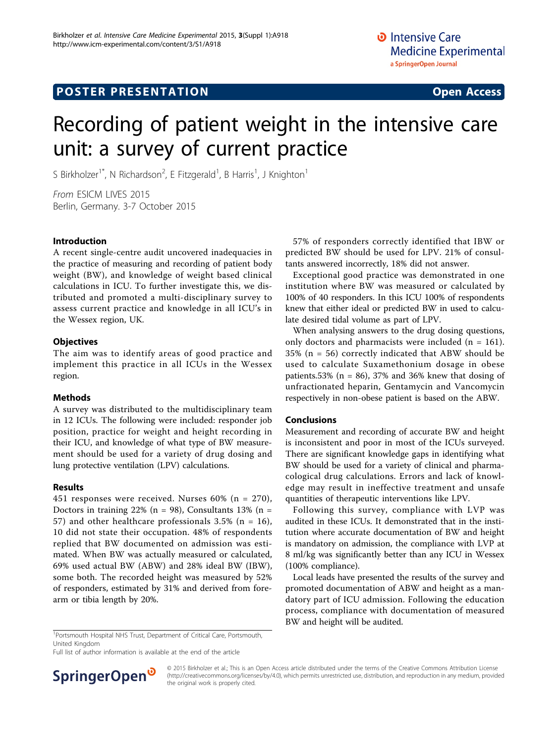POSTER PRESENTATION Open Access

# Recording of patient weight in the intensive care unit: a survey of current practice

S Birkholzer[1*], N Richardson[2], E Fitzgerald[1], B Harris[1], J Knighton[1]

*From* ESICM LIVES 2015
Berlin, Germany. 3-7 October 2015

## Introduction

A recent single-centre audit uncovered inadequacies in the practice of measuring and recording of patient body weight (BW), and knowledge of weight based clinical calculations in ICU. To further investigate this, we distributed and promoted a multi-disciplinary survey to assess current practice and knowledge in all ICU's in the Wessex region, UK.

## Objectives

The aim was to identify areas of good practice and implement this practice in all ICUs in the Wessex region.

## Methods

A survey was distributed to the multidisciplinary team in 12 ICUs. The following were included: responder job position, practice for weight and height recording in their ICU, and knowledge of what type of BW measurement should be used for a variety of drug dosing and lung protective ventilation (LPV) calculations.

## Results

451 responses were received. Nurses 60% (n = 270), Doctors in training 22% (n = 98), Consultants 13% (n = 57) and other healthcare professionals 3.5% (n = 16), 10 did not state their occupation. 48% of respondents replied that BW documented on admission was estimated. When BW was actually measured or calculated, 69% used actual BW (ABW) and 28% ideal BW (IBW), some both. The recorded height was measured by 52% of responders, estimated by 31% and derived from forearm or tibia length by 20%.

57% of responders correctly identified that IBW or predicted BW should be used for LPV. 21% of consultants answered incorrectly, 18% did not answer.

Exceptional good practice was demonstrated in one institution where BW was measured or calculated by 100% of 40 responders. In this ICU 100% of respondents knew that either ideal or predicted BW in used to calculate desired tidal volume as part of LPV.

When analysing answers to the drug dosing questions, only doctors and pharmacists were included (n = 161). 35% (n = 56) correctly indicated that ABW should be used to calculate Suxamethonium dosage in obese patients.53% (n = 86), 37% and 36% knew that dosing of unfractionated heparin, Gentamycin and Vancomycin respectively in non-obese patient is based on the ABW.

## Conclusions

Measurement and recording of accurate BW and height is inconsistent and poor in most of the ICUs surveyed. There are significant knowledge gaps in identifying what BW should be used for a variety of clinical and pharmacological drug calculations. Errors and lack of knowledge may result in ineffective treatment and unsafe quantities of therapeutic interventions like LPV.

Following this survey, compliance with LVP was audited in these ICUs. It demonstrated that in the institution where accurate documentation of BW and height is mandatory on admission, the compliance with LVP at 8 ml/kg was significantly better than any ICU in Wessex (100% compliance).

Local leads have presented the results of the survey and promoted documentation of ABW and height as a mandatory part of ICU admission. Following the education process, compliance with documentation of measured BW and height will be audited.

[1]Portsmouth Hospital NHS Trust, Department of Critical Care, Portsmouth, United Kingdom
Full list of author information is available at the end of the article

© 2015 Birkholzer et al.; This is an Open Access article distributed under the terms of the Creative Commons Attribution License (http://creativecommons.org/licenses/by/4.0), which permits unrestricted use, distribution, and reproduction in any medium, provided the original work is properly cited.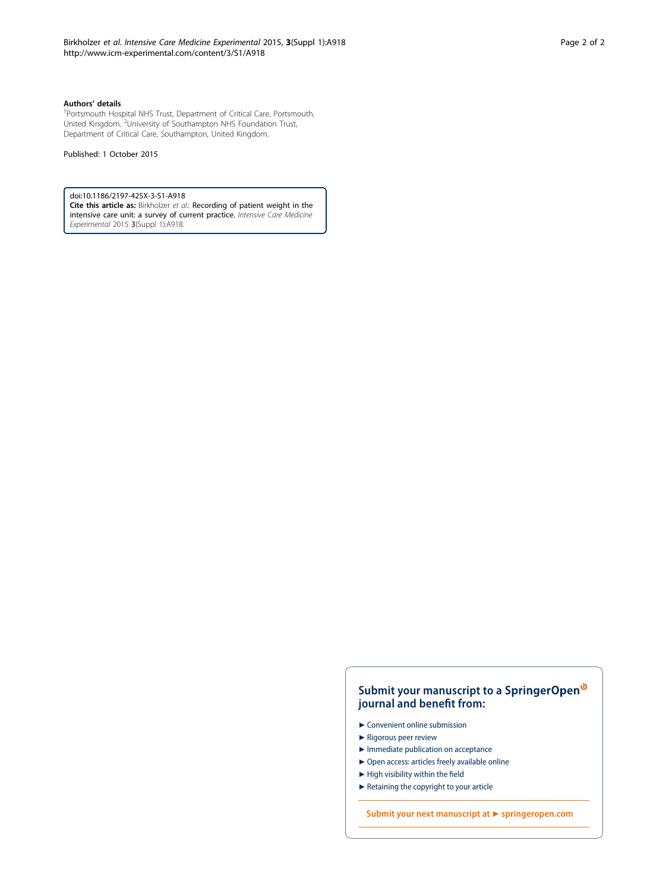### Authors' details

[1]Portsmouth Hospital NHS Trust, Department of Critical Care, Portsmouth, United Kingdom. [2]University of Southampton NHS Foundation Trust, Department of Critical Care, Southampton, United Kingdom.

Published: 1 October 2015

doi:10.1186/2197-425X-3-S1-A918

**Cite this article as:** Birkholzer *et al.*: Recording of patient weight in the intensive care unit: a survey of current practice. *Intensive Care Medicine Experimental* 2015 **3**(Suppl 1):A918.

**Submit your manuscript to a SpringerOpen journal and benefit from:**

- ► Convenient online submission
- ► Rigorous peer review
- ► Immediate publication on acceptance
- ► Open access: articles freely available online
- ► High visibility within the field
- ► Retaining the copyright to your article

**Submit your next manuscript at ► springeropen.com**